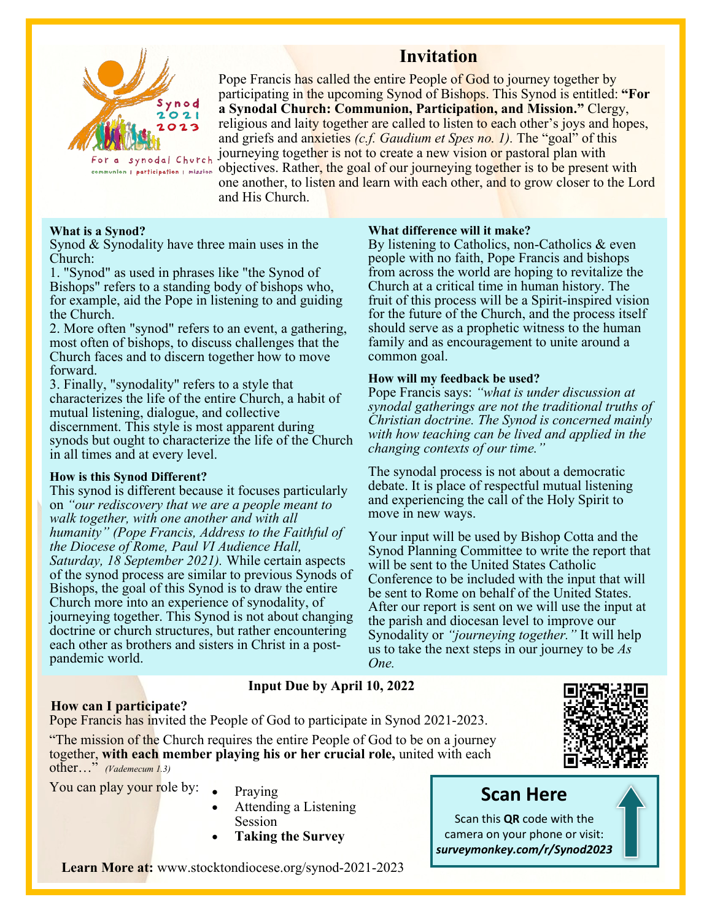# Invitation

Pope Francis has called the entire People of God to journey together by participating in the upcoming Synod of Bishops. This Synod is entitled: **"For a Synodal Church: Communion, Participation, and Mission."** Clergy, religious and laity together are called to listen to each other's joys and hopes, and griefs and anxieties *(c.f. Gaudium et Spes no. 1).* The "goal" of this journeying together is not to create a new vision or pastoral plan with objectives. Rather, the goal of our journeying together is to be present with one another, to listen and learn with each other, and to grow closer to the Lord and His Church.

**What is a Synod?**

Synod & Synodality have three main uses in the Church:

1. "Synod" as used in phrases like "the Synod of Bishops" refers to a standing body of bishops who, for example, aid the Pope in listening to and guiding the Church.
2. More often "synod" refers to an event, a gathering, most often of bishops, to discuss challenges that the Church faces and to discern together how to move forward.
3. Finally, "synodality" refers to a style that characterizes the life of the entire Church, a habit of mutual listening, dialogue, and collective discernment. This style is most apparent during synods but ought to characterize the life of the Church in all times and at every level.

**How is this Synod Different?**

This synod is different because it focuses particularly on *"our rediscovery that we are a people meant to walk together, with one another and with all humanity" (Pope Francis, Address to the Faithful of the Diocese of Rome, Paul VI Audience Hall, Saturday, 18 September 2021).* While certain aspects of the synod process are similar to previous Synods of Bishops, the goal of this Synod is to draw the entire Church more into an experience of synodality, of journeying together. This Synod is not about changing doctrine or church structures, but rather encountering each other as brothers and sisters in Christ in a post-pandemic world.

**What difference will it make?**

By listening to Catholics, non-Catholics & even people with no faith, Pope Francis and bishops from across the world are hoping to revitalize the Church at a critical time in human history. The fruit of this process will be a Spirit-inspired vision for the future of the Church, and the process itself should serve as a prophetic witness to the human family and as encouragement to unite around a common goal.

**How will my feedback be used?**

Pope Francis says: *"what is under discussion at synodal gatherings are not the traditional truths of Christian doctrine. The Synod is concerned mainly with how teaching can be lived and applied in the changing contexts of our time."*

The synodal process is not about a democratic debate. It is place of respectful mutual listening and experiencing the call of the Holy Spirit to move in new ways.

Your input will be used by Bishop Cotta and the Synod Planning Committee to write the report that will be sent to the United States Catholic Conference to be included with the input that will be sent to Rome on behalf of the United States. After our report is sent on we will use the input at the parish and diocesan level to improve our Synodality or *"journeying together."* It will help us to take the next steps in our journey to be *As One.*

**Input Due by April 10, 2022**

**How can I participate?**

Pope Francis has invited the People of God to participate in Synod 2021-2023.

"The mission of the Church requires the entire People of God to be on a journey together, **with each member playing his or her crucial role,** united with each other…" *(Vademecum 1.3)*

You can play your role by:

- Praying
- Attending a Listening Session
- **Taking the Survey**

## Scan Here

Scan this **QR** code with the camera on your phone or visit: ***surveymonkey.com/r/Synod2023***

**Learn More at:** www.stocktondiocese.org/synod-2021-2023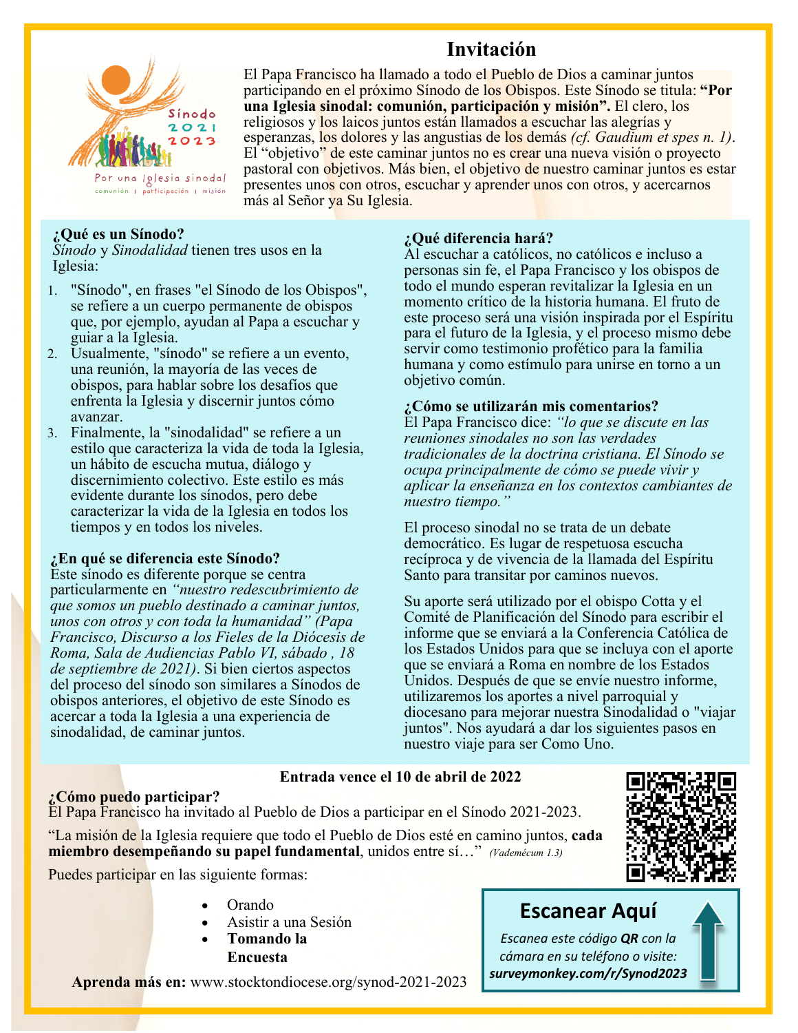# Invitación

Sínodo 2021 2023

Por una Iglesia sinodal

comunión | participación | misión

El Papa Francisco ha llamado a todo el Pueblo de Dios a caminar juntos participando en el próximo Sínodo de los Obispos. Este Sínodo se titula: **"Por una Iglesia sinodal: comunión, participación y misión".** El clero, los religiosos y los laicos juntos están llamados a escuchar las alegrías y esperanzas, los dolores y las angustias de los demás *(cf. Gaudium et spes n. 1)*. El "objetivo" de este caminar juntos no es crear una nueva visión o proyecto pastoral con objetivos. Más bien, el objetivo de nuestro caminar juntos es estar presentes unos con otros, escuchar y aprender unos con otros, y acercarnos más al Señor ya Su Iglesia.

### ¿Qué es un Sínodo?

*Sínodo* y *Sinodalidad* tienen tres usos en la Iglesia:

1. "Sínodo", en frases "el Sínodo de los Obispos", se refiere a un cuerpo permanente de obispos que, por ejemplo, ayudan al Papa a escuchar y guiar a la Iglesia.
2. Usualmente, "sínodo" se refiere a un evento, una reunión, la mayoría de las veces de obispos, para hablar sobre los desafíos que enfrenta la Iglesia y discernir juntos cómo avanzar.
3. Finalmente, la "sinodalidad" se refiere a un estilo que caracteriza la vida de toda la Iglesia, un hábito de escucha mutua, diálogo y discernimiento colectivo. Este estilo es más evidente durante los sínodos, pero debe caracterizar la vida de la Iglesia en todos los tiempos y en todos los niveles.

### ¿En qué se diferencia este Sínodo?

Este sínodo es diferente porque se centra particularmente en *"nuestro redescubrimiento de que somos un pueblo destinado a caminar juntos, unos con otros y con toda la humanidad" (Papa Francisco, Discurso a los Fieles de la Diócesis de Roma, Sala de Audiencias Pablo VI, sábado , 18 de septiembre de 2021)*. Si bien ciertos aspectos del proceso del sínodo son similares a Sínodos de obispos anteriores, el objetivo de este Sínodo es acercar a toda la Iglesia a una experiencia de sinodalidad, de caminar juntos.

### ¿Qué diferencia hará?

Al escuchar a católicos, no católicos e incluso a personas sin fe, el Papa Francisco y los obispos de todo el mundo esperan revitalizar la Iglesia en un momento crítico de la historia humana. El fruto de este proceso será una visión inspirada por el Espíritu para el futuro de la Iglesia, y el proceso mismo debe servir como testimonio profético para la familia humana y como estímulo para unirse en torno a un objetivo común.

### ¿Cómo se utilizarán mis comentarios?

El Papa Francisco dice: *"lo que se discute en las reuniones sinodales no son las verdades tradicionales de la doctrina cristiana. El Sínodo se ocupa principalmente de cómo se puede vivir y aplicar la enseñanza en los contextos cambiantes de nuestro tiempo."*

El proceso sinodal no se trata de un debate democrático. Es lugar de respetuosa escucha recíproca y de vivencia de la llamada del Espíritu Santo para transitar por caminos nuevos.

Su aporte será utilizado por el obispo Cotta y el Comité de Planificación del Sínodo para escribir el informe que se enviará a la Conferencia Católica de los Estados Unidos para que se incluya con el aporte que se enviará a Roma en nombre de los Estados Unidos. Después de que se envíe nuestro informe, utilizaremos los aportes a nivel parroquial y diocesano para mejorar nuestra Sinodalidad o "viajar juntos". Nos ayudará a dar los siguientes pasos en nuestro viaje para ser Como Uno.

**Entrada vence el 10 de abril de 2022**

### ¿Cómo puedo participar?

El Papa Francisco ha invitado al Pueblo de Dios a participar en el Sínodo 2021-2023.

"La misión de la Iglesia requiere que todo el Pueblo de Dios esté en camino juntos, **cada miembro desempeñando su papel fundamental**, unidos entre sí…" *(Vademécum 1.3)*

Puedes participar en las siguiente formas:

- Orando
- Asistir a una Sesión
- **Tomando la Encuesta**

**Aprenda más en:** www.stocktondiocese.org/synod-2021-2023

## Escanear Aquí

*Escanea este código **QR** con la cámara en su teléfono o visite:* ***surveymonkey.com/r/Synod2023***